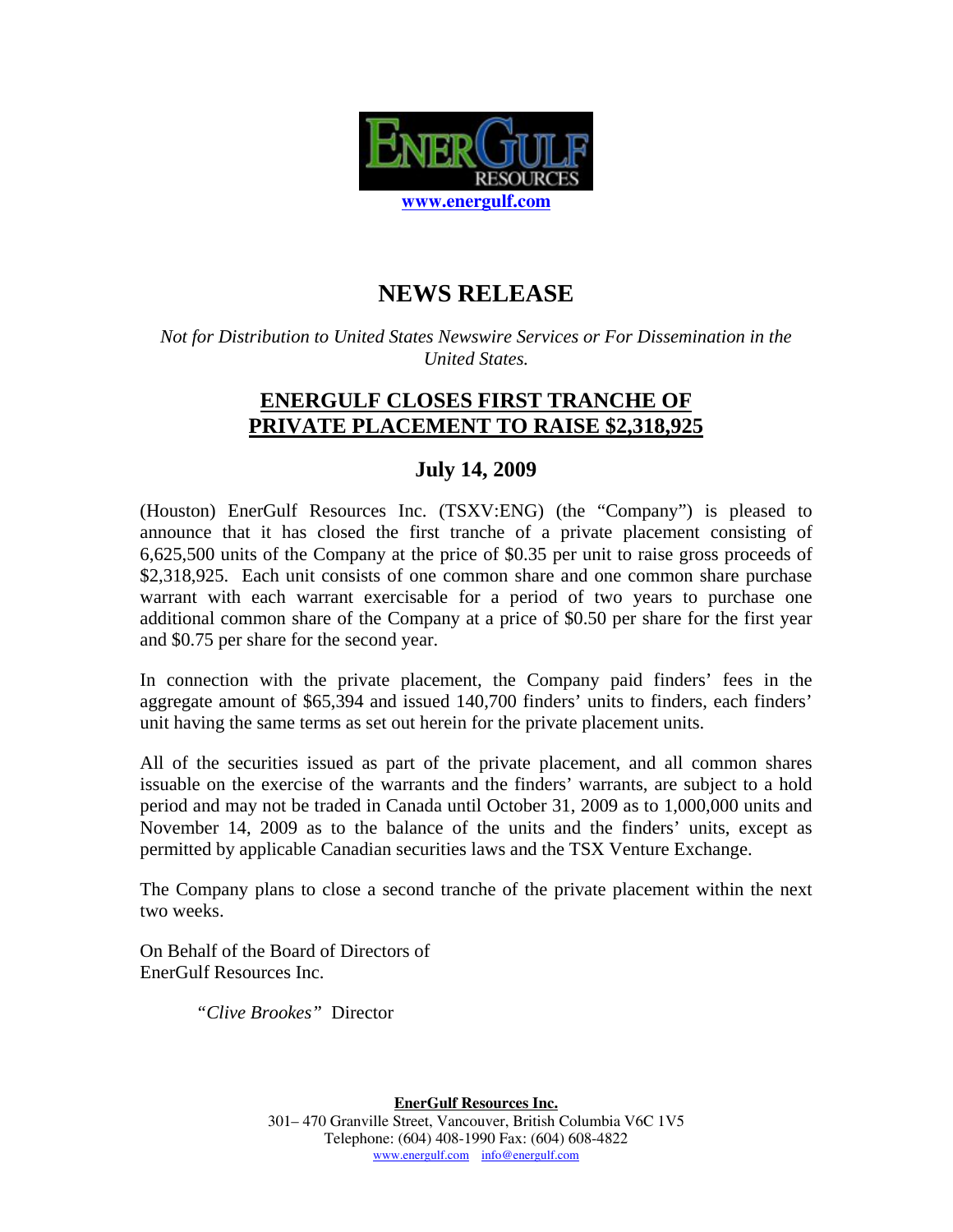www.energulf.com

# NEWS RELEASE

*Not for Distribution to United States Newswire Services or For Dissemination in the United States.*

## ENERGULF CLOSES FIRST TRANCHE OF PRIVATE PLACEMENT TO RAISE $2,318,925

### July 14, 2009

(Houston) EnerGulf Resources Inc. (TSXV:ENG) (the "Company") is pleased to announce that it has closed the first tranche of a private placement consisting of 6,625,500 units of the Company at the price of $0.35 per unit to raise gross proceeds of $2,318,925. Each unit consists of one common share and one common share purchase warrant with each warrant exercisable for a period of two years to purchase one additional common share of the Company at a price of $0.50 per share for the first year and $0.75 per share for the second year.

In connection with the private placement, the Company paid finders' fees in the aggregate amount of $65,394 and issued 140,700 finders' units to finders, each finders' unit having the same terms as set out herein for the private placement units.

All of the securities issued as part of the private placement, and all common shares issuable on the exercise of the warrants and the finders' warrants, are subject to a hold period and may not be traded in Canada until October 31, 2009 as to 1,000,000 units and November 14, 2009 as to the balance of the units and the finders' units, except as permitted by applicable Canadian securities laws and the TSX Venture Exchange.

The Company plans to close a second tranche of the private placement within the next two weeks.

On Behalf of the Board of Directors of
EnerGulf Resources Inc.

*"Clive Brookes"* Director

**EnerGulf Resources Inc.**
301– 470 Granville Street, Vancouver, British Columbia V6C 1V5
Telephone: (604) 408-1990 Fax: (604) 608-4822
www.energulf.com info@energulf.com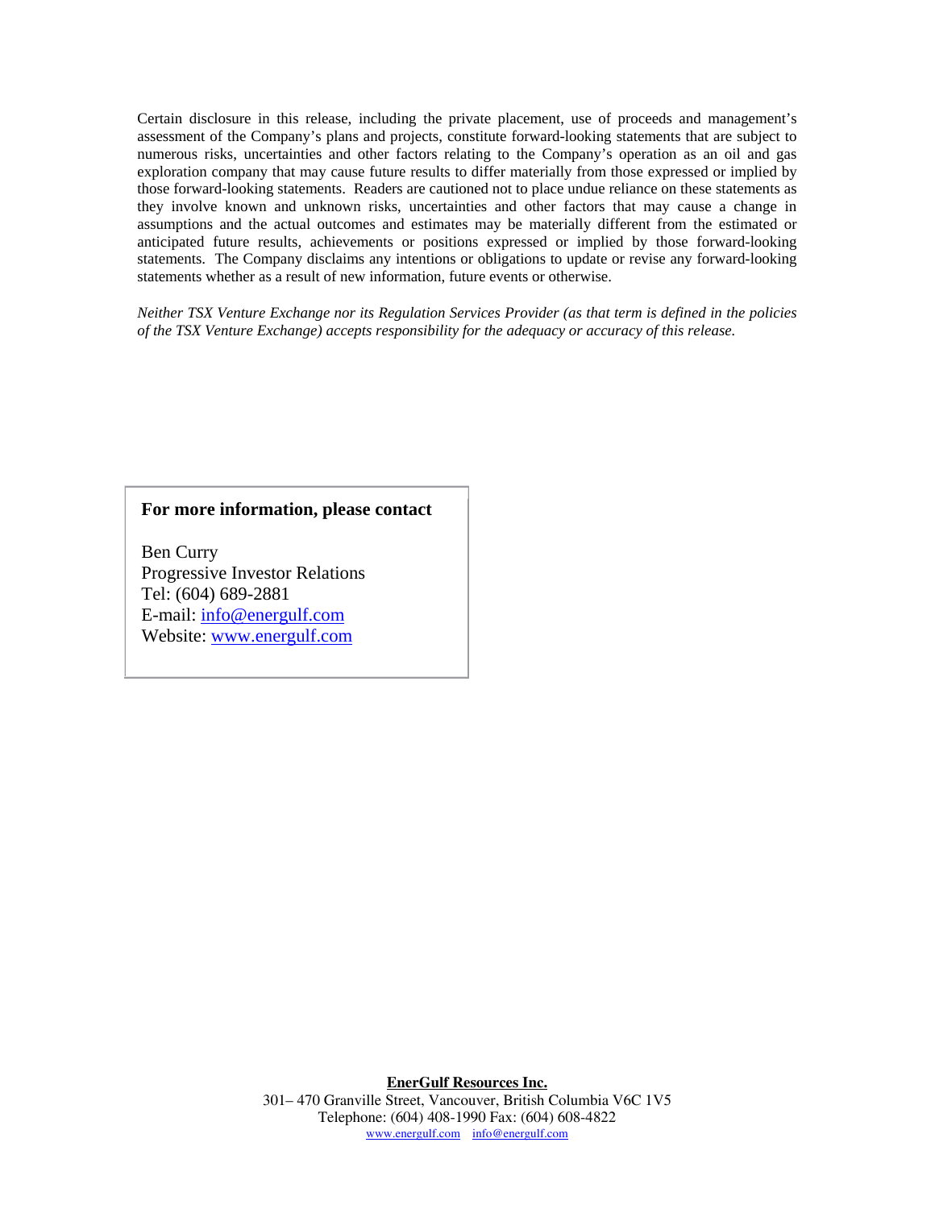Certain disclosure in this release, including the private placement, use of proceeds and management's assessment of the Company's plans and projects, constitute forward-looking statements that are subject to numerous risks, uncertainties and other factors relating to the Company's operation as an oil and gas exploration company that may cause future results to differ materially from those expressed or implied by those forward-looking statements. Readers are cautioned not to place undue reliance on these statements as they involve known and unknown risks, uncertainties and other factors that may cause a change in assumptions and the actual outcomes and estimates may be materially different from the estimated or anticipated future results, achievements or positions expressed or implied by those forward-looking statements. The Company disclaims any intentions or obligations to update or revise any forward-looking statements whether as a result of new information, future events or otherwise.

*Neither TSX Venture Exchange nor its Regulation Services Provider (as that term is defined in the policies of the TSX Venture Exchange) accepts responsibility for the adequacy or accuracy of this release.*

**For more information, please contact**

Ben Curry
Progressive Investor Relations
Tel: (604) 689-2881
E-mail: info@energulf.com
Website: www.energulf.com

**EnerGulf Resources Inc.**
301– 470 Granville Street, Vancouver, British Columbia V6C 1V5
Telephone: (604) 408-1990 Fax: (604) 608-4822
www.energulf.com info@energulf.com